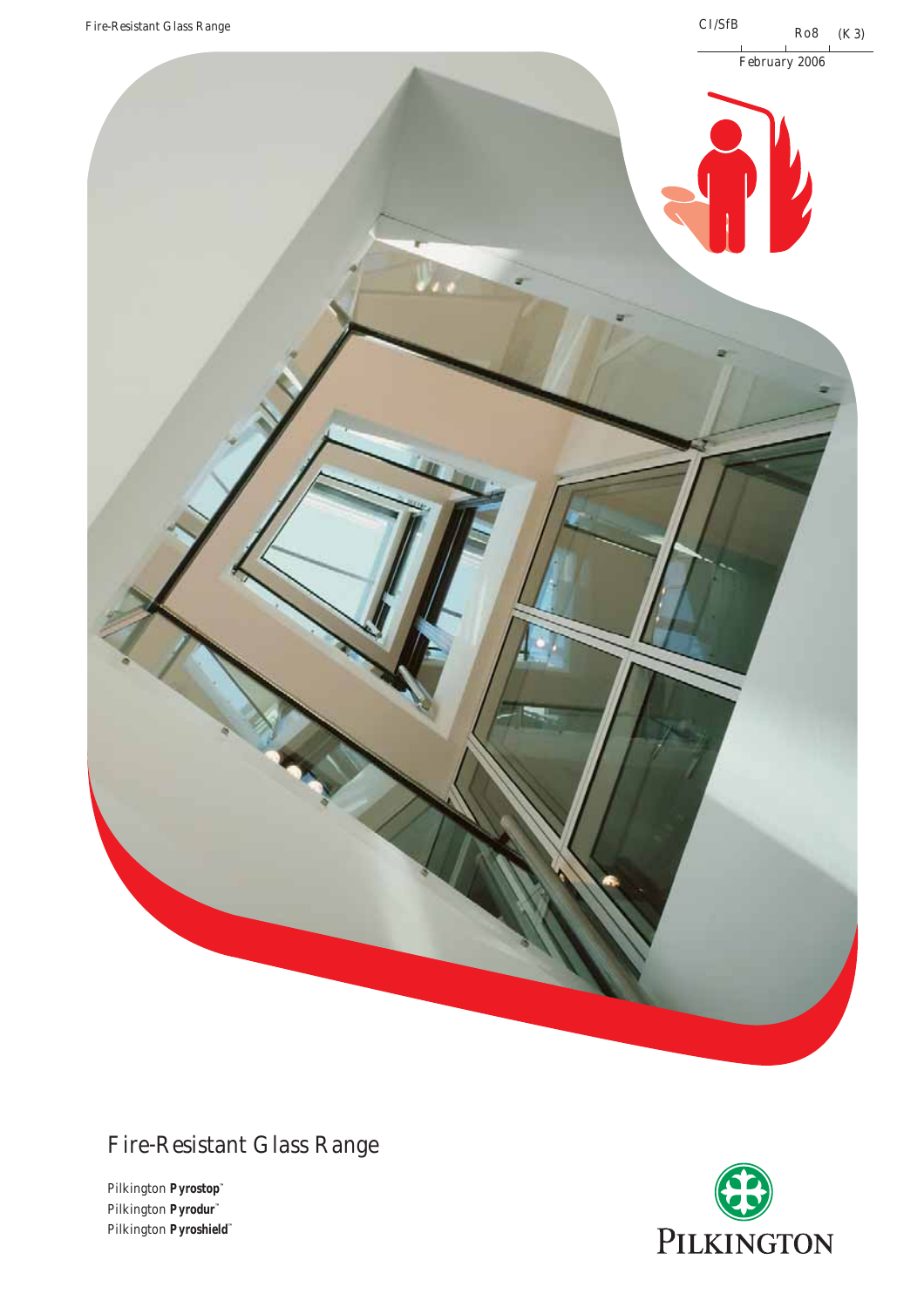Fire-Resistant Glass Range

CI/SfB | Ro8 | (K 3)

February 2006

# Fire-Resistant Glass Range

Pilkington **Pyrostop**™
Pilkington **Pyrodur**™
Pilkington **Pyroshield**™

PILKINGTON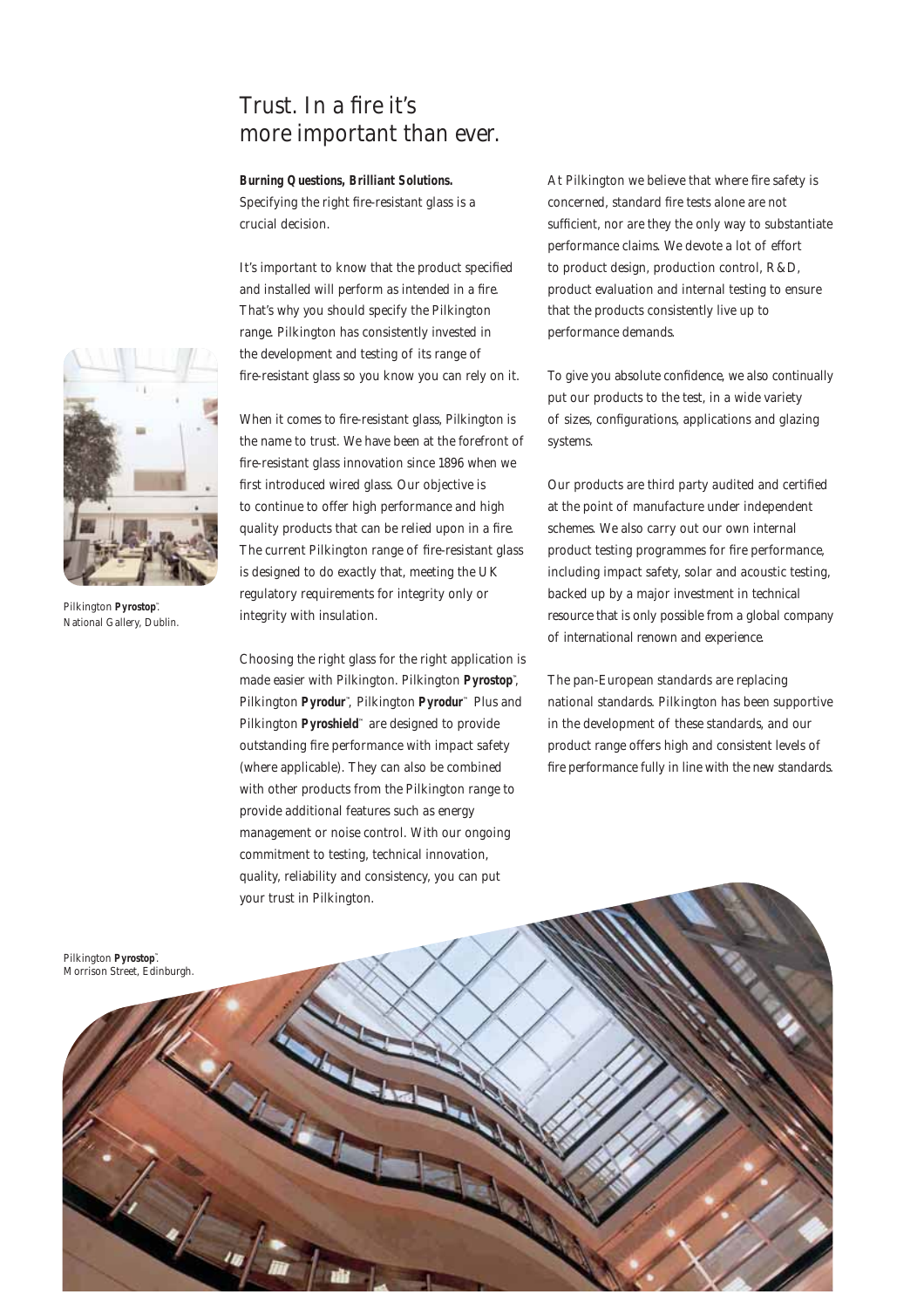# Trust. In a fire it's more important than ever.

***Burning Questions, Brilliant Solutions.***
Specifying the right fire-resistant glass is a crucial decision.

It's important to know that the product specified and installed will perform as intended in a fire. That's why you should specify the Pilkington range. Pilkington has consistently invested in the development and testing of its range of fire-resistant glass so you know you can rely on it.

When it comes to fire-resistant glass, Pilkington is the name to trust. We have been at the forefront of fire-resistant glass innovation since 1896 when we first introduced wired glass. Our objective is to continue to offer high performance and high quality products that can be relied upon in a fire. The current Pilkington range of fire-resistant glass is designed to do exactly that, meeting the UK regulatory requirements for integrity only or integrity with insulation.

Choosing the right glass for the right application is made easier with Pilkington. Pilkington **Pyrostop**™, Pilkington **Pyrodur**™, Pilkington **Pyrodur**™ Plus and Pilkington **Pyroshield**™ are designed to provide outstanding fire performance with impact safety (where applicable). They can also be combined with other products from the Pilkington range to provide additional features such as energy management or noise control. With our ongoing commitment to testing, technical innovation, quality, reliability and consistency, you can put your trust in Pilkington.

At Pilkington we believe that where fire safety is concerned, standard fire tests alone are not sufficient, nor are they the only way to substantiate performance claims. We devote a lot of effort to product design, production control, R&D, product evaluation and internal testing to ensure that the products consistently live up to performance demands.

To give you absolute confidence, we also continually put our products to the test, in a wide variety of sizes, configurations, applications and glazing systems.

Our products are third party audited and certified at the point of manufacture under independent schemes. We also carry out our own internal product testing programmes for fire performance, including impact safety, solar and acoustic testing, backed up by a major investment in technical resource that is only possible from a global company of international renown and experience.

The pan-European standards are replacing national standards. Pilkington has been supportive in the development of these standards, and our product range offers high and consistent levels of fire performance fully in line with the new standards.

Pilkington **Pyrostop**™.
National Gallery, Dublin.

Pilkington **Pyrostop**™.
Morrison Street, Edinburgh.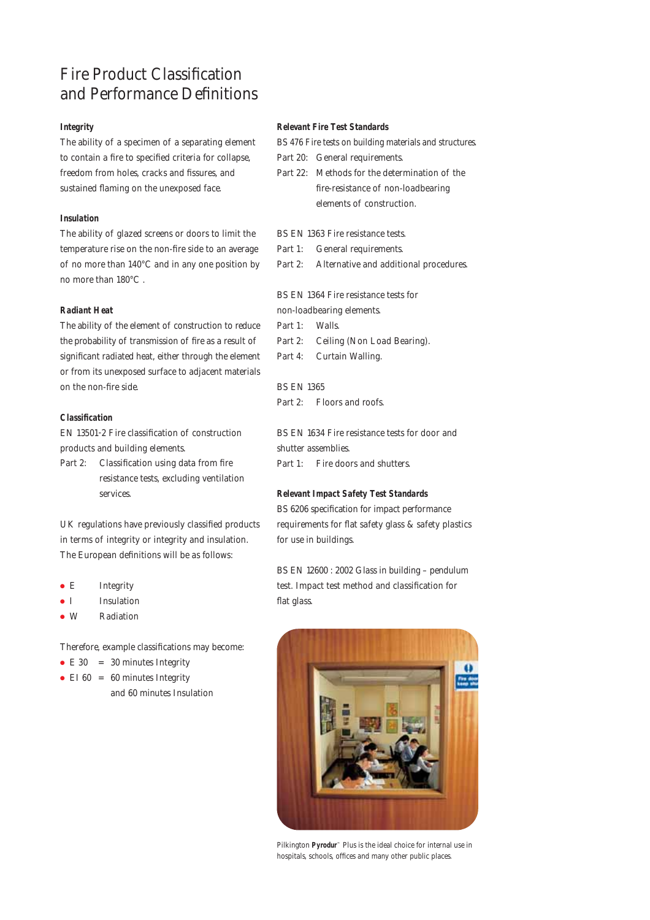# Fire Product Classification and Performance Definitions

**Integrity**

The ability of a specimen of a separating element to contain a fire to specified criteria for collapse, freedom from holes, cracks and fissures, and sustained flaming on the unexposed face.

**Insulation**

The ability of glazed screens or doors to limit the temperature rise on the non-fire side to an average of no more than 140°C and in any one position by no more than 180°C .

**Radiant Heat**

The ability of the element of construction to reduce the probability of transmission of fire as a result of significant radiated heat, either through the element or from its unexposed surface to adjacent materials on the non-fire side.

**Classification**

EN 13501-2 Fire classification of construction products and building elements.

Part 2: Classification using data from fire resistance tests, excluding ventilation services.

UK regulations have previously classified products in terms of integrity or integrity and insulation. The European definitions will be as follows:

- E Integrity
- I Insulation
- W Radiation

Therefore, example classifications may become:

- E 30 = 30 minutes Integrity
- EI 60 = 60 minutes Integrity and 60 minutes Insulation

**Relevant Fire Test Standards**

BS 476 Fire tests on building materials and structures.

Part 20: General requirements.

Part 22: Methods for the determination of the fire-resistance of non-loadbearing elements of construction.

BS EN 1363 Fire resistance tests.

Part 1: General requirements.

Part 2: Alternative and additional procedures.

BS EN 1364 Fire resistance tests for non-loadbearing elements.

Part 1: Walls.

Part 2: Ceiling (Non Load Bearing).

Part 4: Curtain Walling.

BS EN 1365

Part 2: Floors and roofs.

BS EN 1634 Fire resistance tests for door and shutter assemblies.

Part 1: Fire doors and shutters.

**Relevant Impact Safety Test Standards**

BS 6206 specification for impact performance requirements for flat safety glass & safety plastics for use in buildings.

BS EN 12600 : 2002 Glass in building – pendulum test. Impact test method and classification for flat glass.

Pilkington **Pyrodur**™ Plus is the ideal choice for internal use in hospitals, schools, offices and many other public places.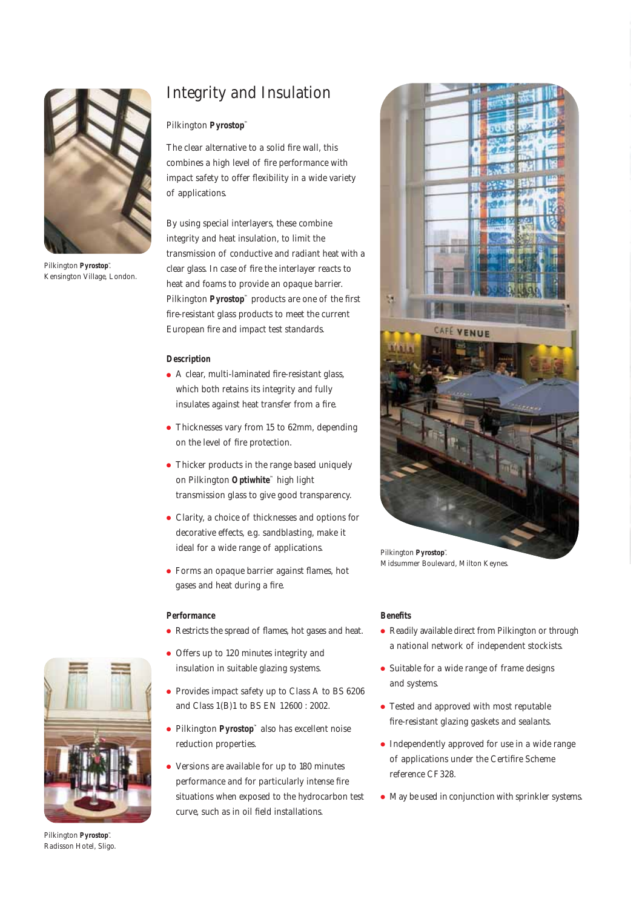Pilkington **Pyrostop**™.
Kensington Village, London.

# Integrity and Insulation

Pilkington **Pyrostop**™

The clear alternative to a solid fire wall, this combines a high level of fire performance with impact safety to offer flexibility in a wide variety of applications.

By using special interlayers, these combine integrity and heat insulation, to limit the transmission of conductive and radiant heat with a clear glass. In case of fire the interlayer reacts to heat and foams to provide an opaque barrier. Pilkington **Pyrostop**™ products are one of the first fire-resistant glass products to meet the current European fire and impact test standards.

### Description

- A clear, multi-laminated fire-resistant glass, which both retains its integrity and fully insulates against heat transfer from a fire.
- Thicknesses vary from 15 to 62mm, depending on the level of fire protection.
- Thicker products in the range based uniquely on Pilkington **Optiwhite**™ high light transmission glass to give good transparency.
- Clarity, a choice of thicknesses and options for decorative effects, e.g. sandblasting, make it ideal for a wide range of applications.
- Forms an opaque barrier against flames, hot gases and heat during a fire.

### Performance

- Restricts the spread of flames, hot gases and heat.
- Offers up to 120 minutes integrity and insulation in suitable glazing systems.
- Provides impact safety up to Class A to BS 6206 and Class 1(B)1 to BS EN 12600 : 2002.
- Pilkington **Pyrostop**™ also has excellent noise reduction properties.
- Versions are available for up to 180 minutes performance and for particularly intense fire situations when exposed to the hydrocarbon test curve, such as in oil field installations.

Pilkington **Pyrostop**™.
Midsummer Boulevard, Milton Keynes.

### Benefits

- Readily available direct from Pilkington or through a national network of independent stockists.
- Suitable for a wide range of frame designs and systems.
- Tested and approved with most reputable fire-resistant glazing gaskets and sealants.
- Independently approved for use in a wide range of applications under the Certifire Scheme reference CF328.
- May be used in conjunction with sprinkler systems.

Pilkington **Pyrostop**™.
Radisson Hotel, Sligo.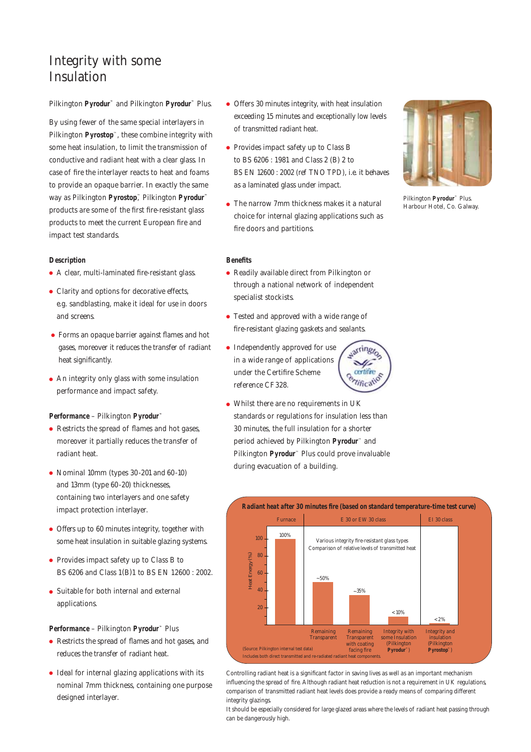# Integrity with some Insulation

Pilkington **Pyrodur**™ and Pilkington **Pyrodur**™ Plus.

By using fewer of the same special interlayers in Pilkington **Pyrostop**™, these combine integrity with some heat insulation, to limit the transmission of conductive and radiant heat with a clear glass. In case of fire the interlayer reacts to heat and foams to provide an opaque barrier. In exactly the same way as Pilkington **Pyrostop**™, Pilkington **Pyrodur**™ products are some of the first fire-resistant glass products to meet the current European fire and impact test standards.

### *Description*

- A clear, multi-laminated fire-resistant glass.
- Clarity and options for decorative effects, e.g. sandblasting, make it ideal for use in doors and screens.
- Forms an opaque barrier against flames and hot gases, moreover it reduces the transfer of radiant heat significantly.
- An integrity only glass with some insulation performance and impact safety.

### *Performance* – Pilkington **Pyrodur**™

- Restricts the spread of flames and hot gases, moreover it partially reduces the transfer of radiant heat.
- Nominal 10mm (types 30-201 and 60-10) and 13mm (type 60-20) thicknesses, containing two interlayers and one safety impact protection interlayer.
- Offers up to 60 minutes integrity, together with some heat insulation in suitable glazing systems.
- Provides impact safety up to Class B to BS 6206 and Class 1(B)1 to BS EN 12600 : 2002.
- Suitable for both internal and external applications.

### *Performance* – Pilkington **Pyrodur**™ Plus

- Restricts the spread of flames and hot gases, and reduces the transfer of radiant heat.
- Ideal for internal glazing applications with its nominal 7mm thickness, containing one purpose designed interlayer.
- Offers 30 minutes integrity, with heat insulation exceeding 15 minutes and exceptionally low levels of transmitted radiant heat.
- Provides impact safety up to Class B to BS 6206 : 1981 and Class 2 (B) 2 to BS EN 12600 : 2002 (ref TNO TPD), i.e. it behaves as a laminated glass under impact.
- The narrow 7mm thickness makes it a natural choice for internal glazing applications such as fire doors and partitions.

Pilkington **Pyrodur**™ Plus. Harbour Hotel, Co. Galway.

### *Benefits*

- Readily available direct from Pilkington or through a national network of independent specialist stockists.
- Tested and approved with a wide range of fire-resistant glazing gaskets and sealants.
- Independently approved for use in a wide range of applications under the Certifire Scheme reference CF328.
- Whilst there are no requirements in UK standards or regulations for insulation less than 30 minutes, the full insulation for a shorter period achieved by Pilkington **Pyrodur**™ and Pilkington **Pyrodur**™ Plus could prove invaluable during evacuation of a building.

**Radiant heat after 30 minutes fire (based on standard temperature-time test curve)**

| Class | Glass type | Heat Energy (%) |
|---|---|---|
| Furnace | Furnace | 100% |
| E 30 or EW 30 class | Remaining Transparent | ~50% |
| E 30 or EW 30 class | Remaining Transparent with coating facing fire | ~35% |
| E 30 or EW 30 class | Integrity with some Insulation (Pilkington **Pyrodur**™) | <10% |
| EI 30 class | Integrity and insulation (Pilkington **Pyrostop**™) | <2% |

Various integrity fire-resistant glass types – Comparison of relative levels of transmitted heat

(Source: Pilkington internal test data)
Includes both direct transmitted and re-radiated radiant heat components.

Controlling radiant heat is a significant factor in saving lives as well as an important mechanism influencing the spread of fire. Although radiant heat reduction is not a requirement in UK regulations, comparison of transmitted radiant heat levels does provide a ready means of comparing different integrity glazings.
It should be especially considered for large glazed areas where the levels of radiant heat passing through can be dangerously high.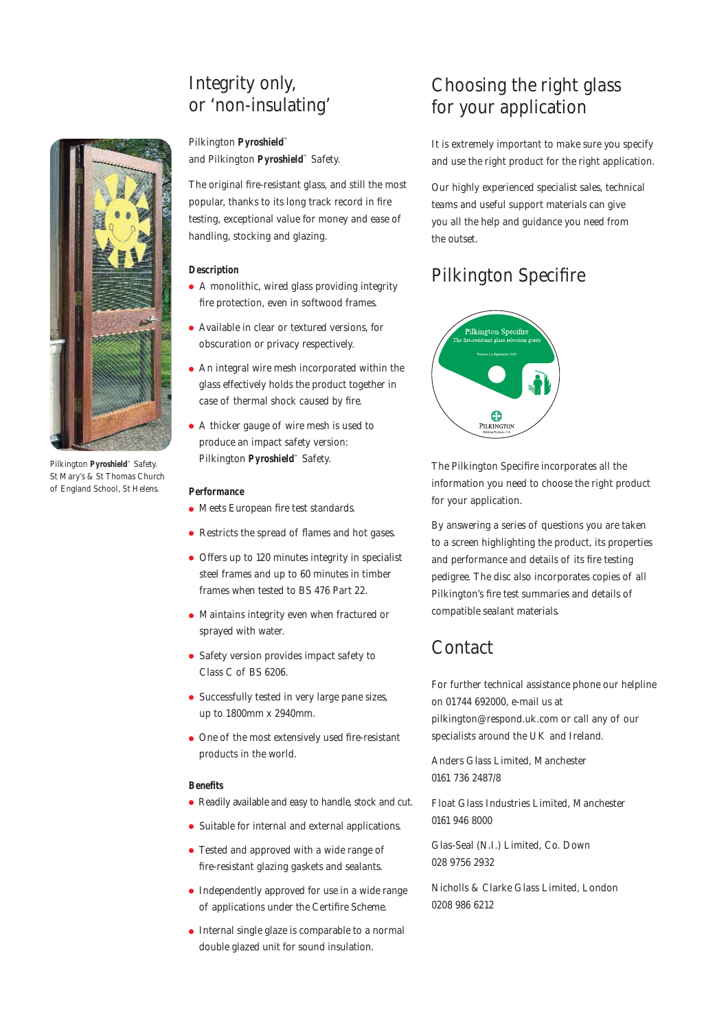Pilkington **Pyroshield**™ Safety. St Mary's & St Thomas Church of England School, St Helens.

## Integrity only, or 'non-insulating'

Pilkington **Pyroshield**™ and Pilkington **Pyroshield**™ Safety.

The original fire-resistant glass, and still the most popular, thanks to its long track record in fire testing, exceptional value for money and ease of handling, stocking and glazing.

**Description**

- A monolithic, wired glass providing integrity fire protection, even in softwood frames.
- Available in clear or textured versions, for obscuration or privacy respectively.
- An integral wire mesh incorporated within the glass effectively holds the product together in case of thermal shock caused by fire.
- A thicker gauge of wire mesh is used to produce an impact safety version: Pilkington **Pyroshield**™ Safety.

**Performance**

- Meets European fire test standards.
- Restricts the spread of flames and hot gases.
- Offers up to 120 minutes integrity in specialist steel frames and up to 60 minutes in timber frames when tested to BS 476 Part 22.
- Maintains integrity even when fractured or sprayed with water.
- Safety version provides impact safety to Class C of BS 6206.
- Successfully tested in very large pane sizes, up to 1800mm x 2940mm.
- One of the most extensively used fire-resistant products in the world.

**Benefits**

- Readily available and easy to handle, stock and cut.
- Suitable for internal and external applications.
- Tested and approved with a wide range of fire-resistant glazing gaskets and sealants.
- Independently approved for use in a wide range of applications under the Certifire Scheme.
- Internal single glaze is comparable to a normal double glazed unit for sound insulation.

## Choosing the right glass for your application

It is extremely important to make sure you specify and use the right product for the right application.

Our highly experienced specialist sales, technical teams and useful support materials can give you all the help and guidance you need from the outset.

## Pilkington Specifire

The Pilkington Specifire incorporates all the information you need to choose the right product for your application.

By answering a series of questions you are taken to a screen highlighting the product, its properties and performance and details of its fire testing pedigree. The disc also incorporates copies of all Pilkington's fire test summaries and details of compatible sealant materials.

## Contact

For further technical assistance phone our helpline on 01744 692000, e-mail us at pilkington@respond.uk.com or call any of our specialists around the UK and Ireland.

Anders Glass Limited, Manchester
0161 736 2487/8

Float Glass Industries Limited, Manchester
0161 946 8000

Glas-Seal (N.I.) Limited, Co. Down
028 9756 2932

Nicholls & Clarke Glass Limited, London
0208 986 6212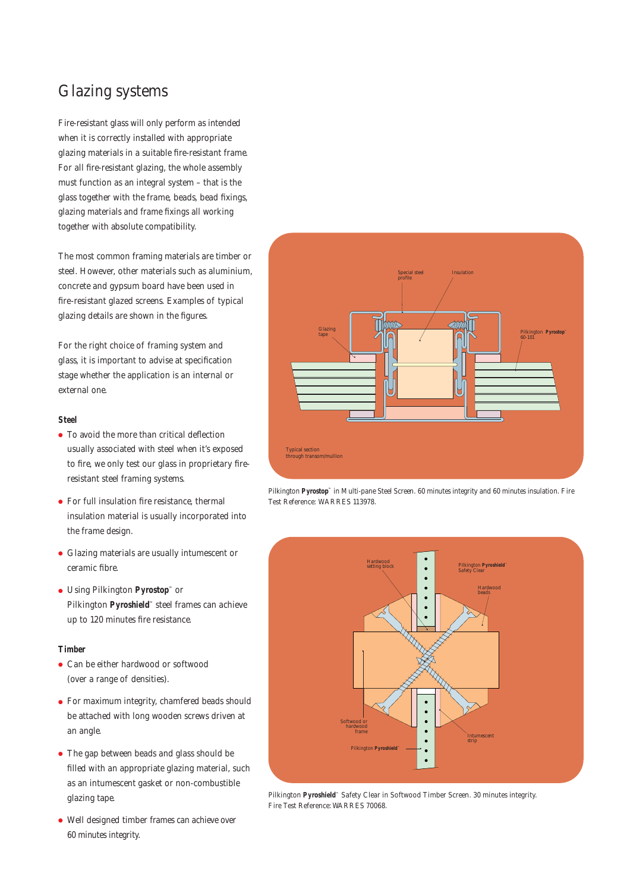# Glazing systems

Fire-resistant glass will only perform as intended when it is correctly installed with appropriate glazing materials in a suitable fire-resistant frame. For all fire-resistant glazing, the whole assembly must function as an integral system – that is the glass together with the frame, beads, bead fixings, glazing materials and frame fixings all working together with absolute compatibility.

The most common framing materials are timber or steel. However, other materials such as aluminium, concrete and gypsum board have been used in fire-resistant glazed screens. Examples of typical glazing details are shown in the figures.

For the right choice of framing system and glass, it is important to advise at specification stage whether the application is an internal or external one.

### Steel

- To avoid the more than critical deflection usually associated with steel when it's exposed to fire, we only test our glass in proprietary fire-resistant steel framing systems.
- For full insulation fire resistance, thermal insulation material is usually incorporated into the frame design.
- Glazing materials are usually intumescent or ceramic fibre.
- Using Pilkington **Pyrostop**™ or Pilkington **Pyroshield**™ steel frames can achieve up to 120 minutes fire resistance.

### Timber

- Can be either hardwood or softwood (over a range of densities).
- For maximum integrity, chamfered beads should be attached with long wooden screws driven at an angle.
- The gap between beads and glass should be filled with an appropriate glazing material, such as an intumescent gasket or non-combustible glazing tape.
- Well designed timber frames can achieve over 60 minutes integrity.

Special steel profile
Insulation
Glazing tape
Pilkington **Pyrostop**™ 60-101
Typical section through transom/mullion

Pilkington **Pyrostop**™ in Multi-pane Steel Screen. 60 minutes integrity and 60 minutes insulation. Fire Test Reference: WARRES 113978.

Hardwood setting block
Pilkington **Pyroshield**™ Safety Clear
Hardwood beads
Softwood or hardwood frame
Intumescent strip
Pilkington **Pyroshield**™

Pilkington **Pyroshield**™ Safety Clear in Softwood Timber Screen. 30 minutes integrity. Fire Test Reference: WARRES 70068.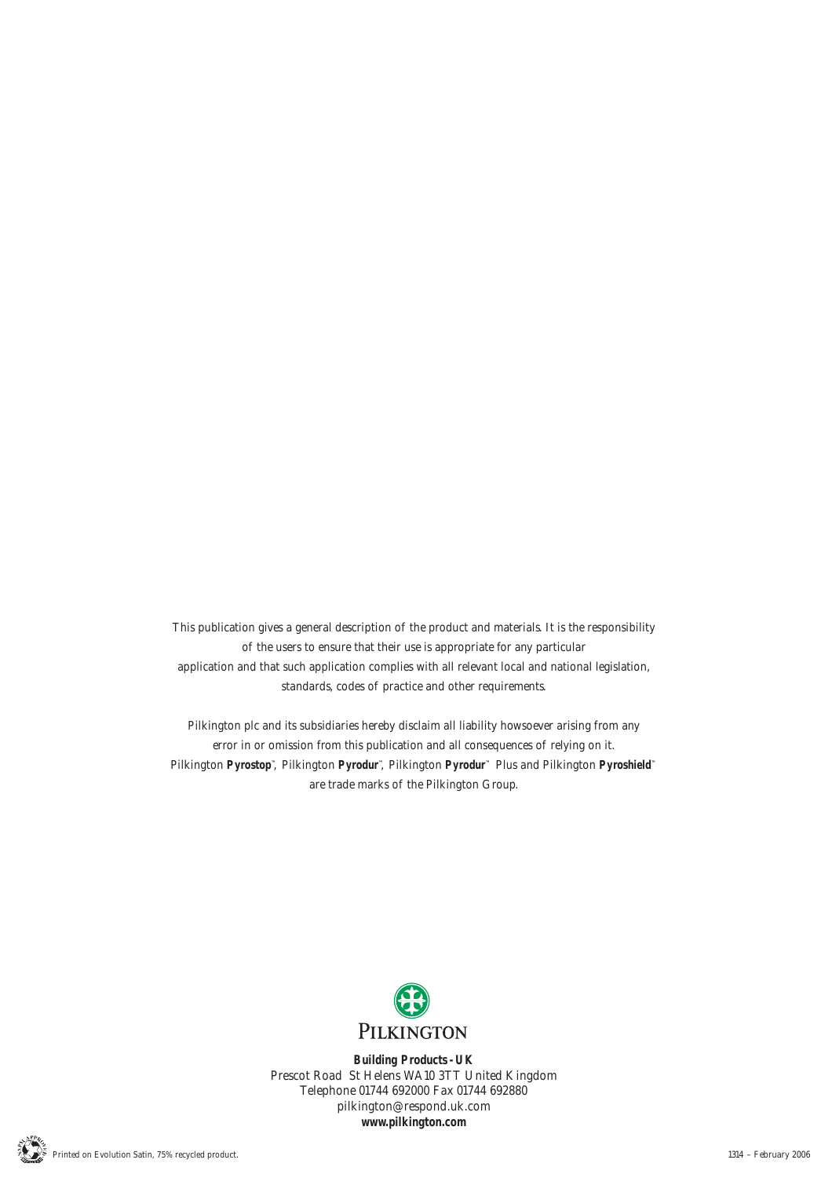This publication gives a general description of the product and materials. It is the responsibility of the users to ensure that their use is appropriate for any particular application and that such application complies with all relevant local and national legislation, standards, codes of practice and other requirements.

Pilkington plc and its subsidiaries hereby disclaim all liability howsoever arising from any error in or omission from this publication and all consequences of relying on it. Pilkington **Pyrostop**™, Pilkington **Pyrodur**™, Pilkington **Pyrodur**™ Plus and Pilkington **Pyroshield**™ are trade marks of the Pilkington Group.

PILKINGTON

**Building Products - UK**
Prescot Road St Helens WA10 3TT United Kingdom
Telephone 01744 692000 Fax 01744 692880
pilkington@respond.uk.com
**www.pilkington.com**

*Printed on Evolution Satin, 75% recycled product.*

1314 – February 2006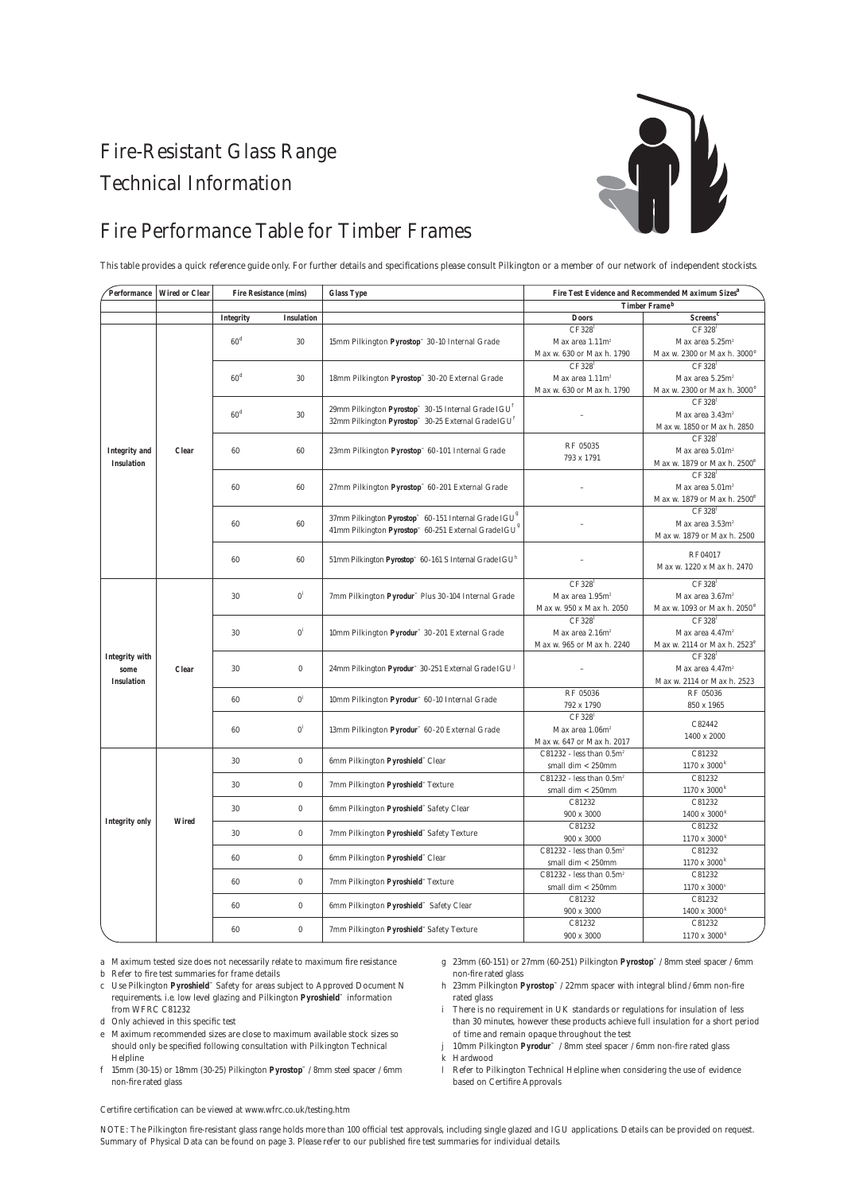# Fire-Resistant Glass Range

# Technical Information

## Fire Performance Table for Timber Frames

This table provides a quick reference guide only. For further details and specifications please consult Pilkington or a member of our network of independent stockists.

| Performance | Wired or Clear | Fire Resistance (mins) | | Glass Type | Fire Test Evidence and Recommended Maximum Sizes[a] | |
|---|---|---|---|---|---|---|
| | | | | | Timber Frame[b] | |
| | | Integrity | Insulation | | Doors | Screens[c] |
| Integrity and Insulation | Clear | 60[d] | 30 | 15mm Pilkington **Pyrostop**™ 30-10 Internal Grade | CF328[l] Max area 1.11m² Max w. 630 or Max h. 1790 | CF328[l] Max area 5.25m² Max w. 2300 or Max h. 3000[e] |
| | | 60[d] | 30 | 18mm Pilkington **Pyrostop**™ 30-20 External Grade | CF328[l] Max area 1.11m² Max w. 630 or Max h. 1790 | CF328[l] Max area 5.25m² Max w. 2300 or Max h. 3000[e] |
| | | 60[d] | 30 | 29mm Pilkington **Pyrostop**™ 30-15 Internal Grade IGU[f] 32mm Pilkington **Pyrostop**™ 30-25 External Grade IGU[f] | – | CF328[l] Max area 3.43m² Max w. 1850 or Max h. 2850 |
| | | 60 | 60 | 23mm Pilkington **Pyrostop**™ 60-101 Internal Grade | RF 05035 793 x 1791 | CF328[l] Max area 5.01m² Max w. 1879 or Max h. 2500[e] |
| | | 60 | 60 | 27mm Pilkington **Pyrostop**™ 60-201 External Grade | – | CF328[l] Max area 5.01m² Max w. 1879 or Max h. 2500[e] |
| | | 60 | 60 | 37mm Pilkington **Pyrostop**™ 60-151 Internal Grade IGU[g] 41mm Pilkington **Pyrostop**™ 60-251 External Grade IGU[g] | – | CF328[l] Max area 3.53m² Max w. 1879 or Max h. 2500 |
| | | 60 | 60 | 51mm Pilkington **Pyrostop**™ 60-161 S Internal Grade IGU[h] | – | RF 04017 Max w. 1220 x Max h. 2470 |
| Integrity with some Insulation | Clear | 30 | 0[i] | 7mm Pilkington **Pyrodur**™ Plus 30-104 Internal Grade | CF328[l] Max area 1.95m² Max w. 950 x Max h. 2050 | CF328[l] Max area 3.67m² Max w. 1093 or Max h. 2050[e] |
| | | 30 | 0[i] | 10mm Pilkington **Pyrodur**™ 30-201 External Grade | CF328[l] Max area 2.16m² Max w. 965 or Max h. 2240 | CF328[l] Max area 4.47m² Max w. 2114 or Max h. 2523[e] |
| | | 30 | 0 | 24mm Pilkington **Pyrodur**™ 30-251 External Grade IGU[j] | – | CF328[l] Max area 4.47m² Max w. 2114 or Max h. 2523 |
| | | 60 | 0[i] | 10mm Pilkington **Pyrodur**™ 60-10 Internal Grade | RF 05036 792 x 1790 | RF 05036 850 x 1965 |
| | | 60 | 0[i] | 13mm Pilkington **Pyrodur**™ 60-20 External Grade | CF328[l] Max area 1.06m² Max w. 647 or Max h. 2017 | C82442 1400 x 2000 |
| Integrity only | Wired | 30 | 0 | 6mm Pilkington **Pyroshield**™ Clear | C81232 - less than 0.5m² small dim < 250mm | C81232 1170 x 3000[k] |
| | | 30 | 0 | 7mm Pilkington **Pyroshield**™ Texture | C81232 - less than 0.5m² small dim < 250mm | C81232 1170 x 3000[k] |
| | | 30 | 0 | 6mm Pilkington **Pyroshield**™ Safety Clear | C81232 900 x 3000 | C81232 1400 x 3000[k] |
| | | 30 | 0 | 7mm Pilkington **Pyroshield**™ Safety Texture | C81232 900 x 3000 | C81232 1170 x 3000[k] |
| | | 60 | 0 | 6mm Pilkington **Pyroshield**™ Clear | C81232 - less than 0.5m² small dim < 250mm | C81232 1170 x 3000[k] |
| | | 60 | 0 | 7mm Pilkington **Pyroshield**™ Texture | C81232 - less than 0.5m² small dim < 250mm | C81232 1170 x 3000[k] |
| | | 60 | 0 | 6mm Pilkington **Pyroshield**™ Safety Clear | C81232 900 x 3000 | C81232 1400 x 3000[k] |
| | | 60 | 0 | 7mm Pilkington **Pyroshield**™ Safety Texture | C81232 900 x 3000 | C81232 1170 x 3000[k] |

a Maximum tested size does not necessarily relate to maximum fire resistance

b Refer to fire test summaries for frame details

c Use Pilkington **Pyroshield**™ Safety for areas subject to Approved Document N requirements. i.e. low level glazing and Pilkington **Pyroshield**™ information from WFRC C81232

d Only achieved in this specific test

e Maximum recommended sizes are close to maximum available stock sizes so should only be specified following consultation with Pilkington Technical Helpline

f 15mm (30-15) or 18mm (30-25) Pilkington **Pyrostop**™ / 8mm steel spacer / 6mm non-fire rated glass

g 23mm (60-151) or 27mm (60-251) Pilkington **Pyrostop**™ / 8mm steel spacer / 6mm non-fire rated glass

h 23mm Pilkington **Pyrostop**™ / 22mm spacer with integral blind / 6mm non-fire rated glass

i There is no requirement in UK standards or regulations for insulation of less than 30 minutes, however these products achieve full insulation for a short period of time and remain opaque throughout the test

j 10mm Pilkington **Pyrodur**™ / 8mm steel spacer / 6mm non-fire rated glass

k Hardwood

l Refer to Pilkington Technical Helpline when considering the use of evidence based on Certifire Approvals

Certifire certification can be viewed at www.wfrc.co.uk/testing.htm

NOTE: The Pilkington fire-resistant glass range holds more than 100 official test approvals, including single glazed and IGU applications. Details can be provided on request. Summary of Physical Data can be found on page 3. Please refer to our published fire test summaries for individual details.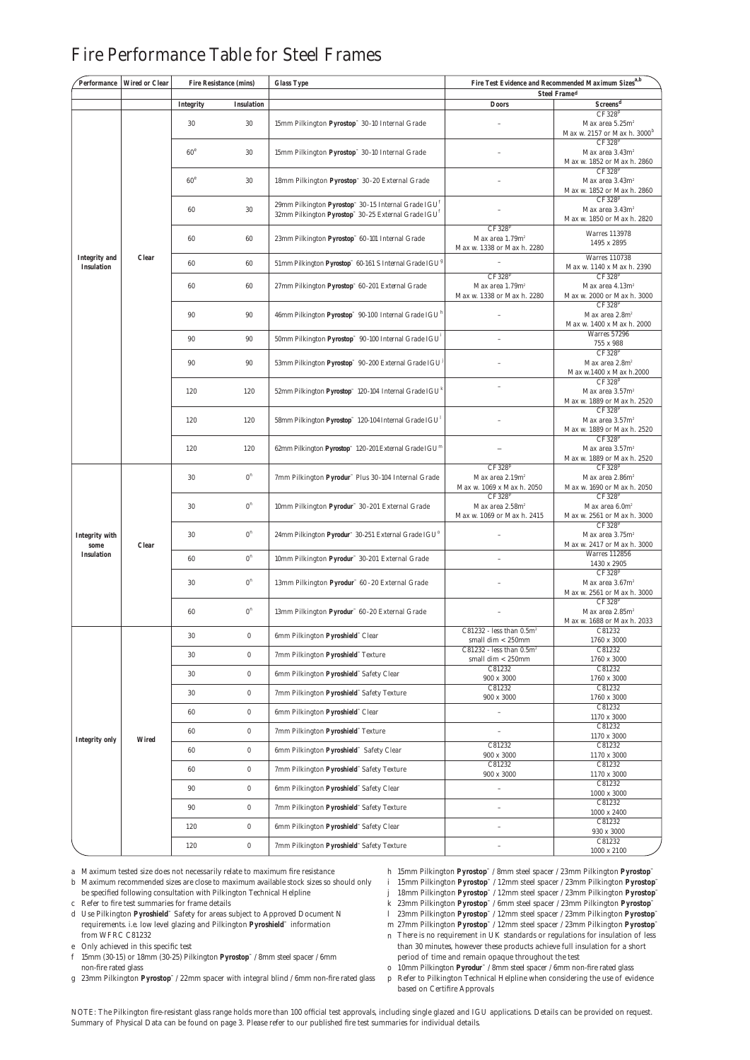# Fire Performance Table for Steel Frames

| Performance | Wired or Clear | Fire Resistance (mins) | | Glass Type | Fire Test Evidence and Recommended Maximum Sizes[a,b] | |
|---|---|---|---|---|---|---|
| | | | | | Steel Frame[d] | |
| | | Integrity | Insulation | | Doors | Screens[d] |
| Integrity and Insulation | Clear | 30 | 30 | 15mm Pilkington **Pyrostop**™ 30-10 Internal Grade | – | CF 328[p] Max area 5.25m² Max w. 2157 or Max h. 3000[b] |
| | | 60[e] | 30 | 15mm Pilkington **Pyrostop**™ 30-10 Internal Grade | – | CF 328[p] Max area 3.43m² Max w. 1852 or Max h. 2860 |
| | | 60[e] | 30 | 18mm Pilkington **Pyrostop**™ 30-20 External Grade | – | CF 328[p] Max area 3.43m² Max w. 1852 or Max h. 2860 |
| | | 60 | 30 | 29mm Pilkington **Pyrostop**™ 30-15 Internal Grade IGU[f] 32mm Pilkington **Pyrostop**™ 30-25 External Grade IGU[f] | – | CF 328[p] Max area 3.43m² Max w. 1850 or Max h. 2820 |
| | | 60 | 60 | 23mm Pilkington **Pyrostop**™ 60-101 Internal Grade | CF 328[p] Max area 1.79m² Max w. 1338 or Max h. 2280 | Warres 113978 1495 x 2895 |
| | | 60 | 60 | 51mm Pilkington **Pyrostop**™ 60-161 S Internal Grade IGU[g] | – | Warres 110738 Max w. 1140 x Max h. 2390 |
| | | 60 | 60 | 27mm Pilkington **Pyrostop**™ 60-201 External Grade | CF 328[p] Max area 1.79m² Max w. 1338 or Max h. 2280 | CF 328[p] Max area 4.13m² Max w. 2000 or Max h. 3000 |
| | | 90 | 90 | 46mm Pilkington **Pyrostop**™ 90-100 Internal Grade IGU[h] | – | CF 328[p] Max area 2.8m² Max w. 1400 x Max h. 2000 |
| | | 90 | 90 | 50mm Pilkington **Pyrostop**™ 90-100 Internal Grade IGU[i] | – | Warres 57296 755 x 988 |
| | | 90 | 90 | 53mm Pilkington **Pyrostop**™ 90-200 External Grade IGU[j] | – | CF 328[p] Max area 2.8m² Max w.1400 x Max h.2000 |
| | | 120 | 120 | 52mm Pilkington **Pyrostop**™ 120-104 Internal Grade IGU[k] | – | CF 328[p] Max area 3.57m² Max w. 1889 or Max h. 2520 |
| | | 120 | 120 | 58mm Pilkington **Pyrostop**™ 120-104 Internal Grade IGU[l] | – | CF 328[p] Max area 3.57m² Max w. 1889 or Max h. 2520 |
| | | 120 | 120 | 62mm Pilkington **Pyrostop**™ 120-201 External Grade IGU[m] | – | CF 328[p] Max area 3.57m² Max w. 1889 or Max h. 2520 |
| Integrity with some Insulation | Clear | 30 | 0[n] | 7mm Pilkington **Pyrodur**™ Plus 30-104 Internal Grade | CF 328[p] Max area 2.19m² Max w. 1069 x Max h. 2050 | CF 328[p] Max area 2.86m² Max w. 1690 or Max h. 2050 |
| | | 30 | 0[n] | 10mm Pilkington **Pyrodur**™ 30-201 External Grade | CF 328[p] Max area 2.58m² Max w. 1069 or Max h. 2415 | CF 328[p] Max area 6.0m² Max w. 2561 or Max h. 3000 |
| | | 30 | 0[n] | 24mm Pilkington **Pyrodur**™ 30-251 External Grade IGU[o] | – | CF 328[p] Max area 3.75m² Max w. 2417 or Max h. 3000 |
| | | 60 | 0[n] | 10mm Pilkington **Pyrodur**™ 30-201 External Grade | – | Warres 112856 1430 x 2905 |
| | | 30 | 0[n] | 13mm Pilkington **Pyrodur**™ 60 -20 External Grade | – | CF 328[p] Max area 3.67m² Max w. 2561 or Max h. 3000 |
| | | 60 | 0[n] | 13mm Pilkington **Pyrodur**™ 60-20 External Grade | – | CF 328[p] Max area 2.85m² Max w. 1688 or Max h. 2033 |
| Integrity only | Wired | 30 | 0 | 6mm Pilkington **Pyroshield**™ Clear | C81232 - less than 0.5m² small dim < 250mm | C81232 1760 x 3000 |
| | | 30 | 0 | 7mm Pilkington **Pyroshield**™ Texture | C81232 - less than 0.5m² small dim < 250mm | C81232 1760 x 3000 |
| | | 30 | 0 | 6mm Pilkington **Pyroshield**™ Safety Clear | C81232 900 x 3000 | C81232 1760 x 3000 |
| | | 30 | 0 | 7mm Pilkington **Pyroshield**™ Safety Texture | C81232 900 x 3000 | C81232 1760 x 3000 |
| | | 60 | 0 | 6mm Pilkington **Pyroshield**™ Clear | – | C81232 1170 x 3000 |
| | | 60 | 0 | 7mm Pilkington **Pyroshield**™ Texture | – | C81232 1170 x 3000 |
| | | 60 | 0 | 6mm Pilkington **Pyroshield**™ Safety Clear | C81232 900 x 3000 | C81232 1170 x 3000 |
| | | 60 | 0 | 7mm Pilkington **Pyroshield**™ Safety Texture | C81232 900 x 3000 | C81232 1170 x 3000 |
| | | 90 | 0 | 6mm Pilkington **Pyroshield**™ Safety Clear | – | C81232 1000 x 3000 |
| | | 90 | 0 | 7mm Pilkington **Pyroshield**™ Safety Texture | – | C81232 1000 x 2400 |
| | | 120 | 0 | 6mm Pilkington **Pyroshield**™ Safety Clear | – | C81232 930 x 3000 |
| | | 120 | 0 | 7mm Pilkington **Pyroshield**™ Safety Texture | – | C81232 1000 x 2100 |

a Maximum tested size does not necessarily relate to maximum fire resistance

b Maximum recommended sizes are close to maximum available stock sizes so should only be specified following consultation with Pilkington Technical Helpline

c Refer to fire test summaries for frame details

d Use Pilkington **Pyroshield**™ Safety for areas subject to Approved Document N requirements. i.e. low level glazing and Pilkington **Pyroshield**™ information from WFRC C81232

e Only achieved in this specific test

f 15mm (30-15) or 18mm (30-25) Pilkington **Pyrostop**™ / 8mm steel spacer / 6mm non-fire rated glass

g 23mm Pilkington **Pyrostop**™ / 22mm spacer with integral blind / 6mm non-fire rated glass

h 15mm Pilkington **Pyrostop**™ / 8mm steel spacer / 23mm Pilkington **Pyrostop**™

i 15mm Pilkington **Pyrostop**™ / 12mm steel spacer / 23mm Pilkington **Pyrostop**™

j 18mm Pilkington **Pyrostop**™ / 12mm steel spacer / 23mm Pilkington **Pyrostop**™

k 23mm Pilkington **Pyrostop**™ / 6mm steel spacer / 23mm Pilkington **Pyrostop**™

l 23mm Pilkington **Pyrostop**™ / 12mm steel spacer / 23mm Pilkington **Pyrostop**™

m 27mm Pilkington **Pyrostop**™ / 12mm steel spacer / 23mm Pilkington **Pyrostop**™

n There is no requirement in UK standards or regulations for insulation of less than 30 minutes, however these products achieve full insulation for a short period of time and remain opaque throughout the test

o 10mm Pilkington **Pyrodur**™ / 8mm steel spacer / 6mm non-fire rated glass

p Refer to Pilkington Technical Helpline when considering the use of evidence based on Certifire Approvals

NOTE: The Pilkington fire-resistant glass range holds more than 100 official test approvals, including single glazed and IGU applications. Details can be provided on request. Summary of Physical Data can be found on page 3. Please refer to our published fire test summaries for individual details.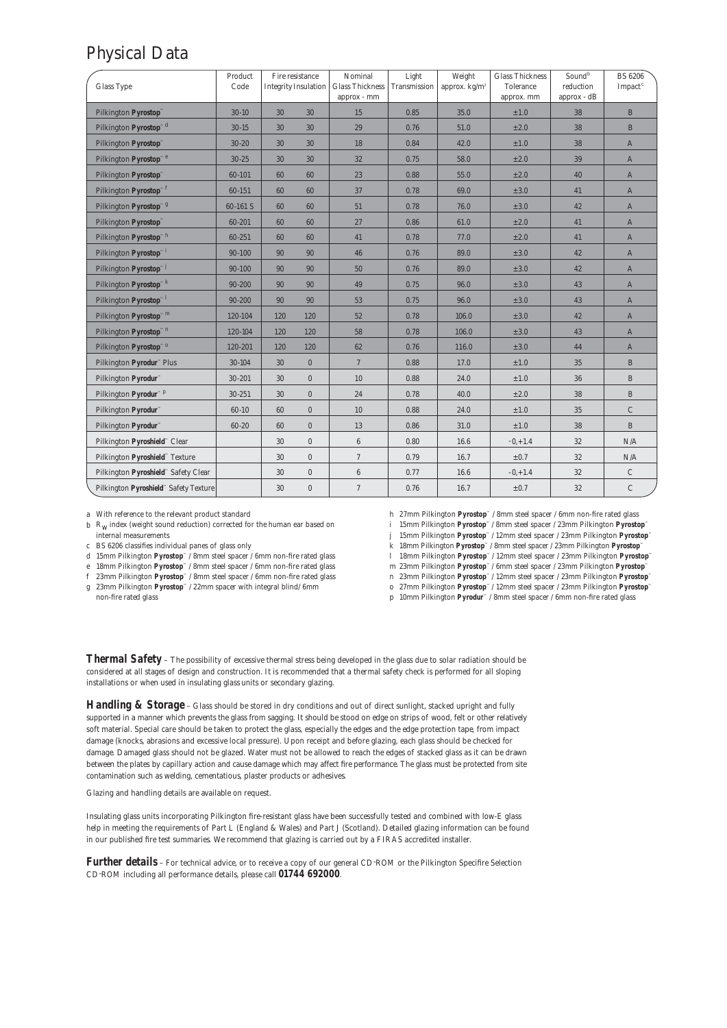# Physical Data

| Glass Type | Product Code | Fire resistance Integrity | Insulation | Nominal Glass Thickness approx - mm | Light Transmission | Weight approx. kg/m² | Glass Thickness Tolerance approx. mm | Sound[b] reduction approx - dB | BS 6206 Impact[c] |
|---|---|---|---|---|---|---|---|---|---|
| Pilkington **Pyrostop**™ | 30-10 | 30 | 30 | 15 | 0.85 | 35.0 | ±1.0 | 38 | B |
| Pilkington **Pyrostop**™ [d] | 30-15 | 30 | 30 | 29 | 0.76 | 51.0 | ±2.0 | 38 | B |
| Pilkington **Pyrostop**™ | 30-20 | 30 | 30 | 18 | 0.84 | 42.0 | ±1.0 | 38 | A |
| Pilkington **Pyrostop**™ [e] | 30-25 | 30 | 30 | 32 | 0.75 | 58.0 | ±2.0 | 39 | A |
| Pilkington **Pyrostop**™ | 60-101 | 60 | 60 | 23 | 0.88 | 55.0 | ±2.0 | 40 | A |
| Pilkington **Pyrostop**™ [f] | 60-151 | 60 | 60 | 37 | 0.78 | 69.0 | ±3.0 | 41 | A |
| Pilkington **Pyrostop**™ [g] | 60-161 S | 60 | 60 | 51 | 0.78 | 76.0 | ±3.0 | 42 | A |
| Pilkington **Pyrostop**™ | 60-201 | 60 | 60 | 27 | 0.86 | 61.0 | ±2.0 | 41 | A |
| Pilkington **Pyrostop**™ [h] | 60-251 | 60 | 60 | 41 | 0.78 | 77.0 | ±2.0 | 41 | A |
| Pilkington **Pyrostop**™ [i] | 90-100 | 90 | 90 | 46 | 0.76 | 89.0 | ±3.0 | 42 | A |
| Pilkington **Pyrostop**™ [j] | 90-100 | 90 | 90 | 50 | 0.76 | 89.0 | ±3.0 | 42 | A |
| Pilkington **Pyrostop**™ [k] | 90-200 | 90 | 90 | 49 | 0.75 | 96.0 | ±3.0 | 43 | A |
| Pilkington **Pyrostop**™ [l] | 90-200 | 90 | 90 | 53 | 0.75 | 96.0 | ±3.0 | 43 | A |
| Pilkington **Pyrostop**™ [m] | 120-104 | 120 | 120 | 52 | 0.78 | 106.0 | ±3.0 | 42 | A |
| Pilkington **Pyrostop**™ [n] | 120-104 | 120 | 120 | 58 | 0.78 | 106.0 | ±3.0 | 43 | A |
| Pilkington **Pyrostop**™ [o] | 120-201 | 120 | 120 | 62 | 0.76 | 116.0 | ±3.0 | 44 | A |
| Pilkington **Pyrodur**™ Plus | 30-104 | 30 | 0 | 7 | 0.88 | 17.0 | ±1.0 | 35 | B |
| Pilkington **Pyrodur**™ | 30-201 | 30 | 0 | 10 | 0.88 | 24.0 | ±1.0 | 36 | B |
| Pilkington **Pyrodur**™ [p] | 30-251 | 30 | 0 | 24 | 0.78 | 40.0 | ±2.0 | 38 | B |
| Pilkington **Pyrodur**™ | 60-10 | 60 | 0 | 10 | 0.88 | 24.0 | ±1.0 | 35 | C |
| Pilkington **Pyrodur**™ | 60-20 | 60 | 0 | 13 | 0.86 | 31.0 | ±1.0 | 38 | B |
| Pilkington **Pyroshield**™ Clear | | 30 | 0 | 6 | 0.80 | 16.6 | -0,+1.4 | 32 | N/A |
| Pilkington **Pyroshield**™ Texture | | 30 | 0 | 7 | 0.79 | 16.7 | ±0.7 | 32 | N/A |
| Pilkington **Pyroshield**™ Safety Clear | | 30 | 0 | 6 | 0.77 | 16.6 | -0,+1.4 | 32 | C |
| Pilkington **Pyroshield**™ Safety Texture | | 30 | 0 | 7 | 0.76 | 16.7 | ±0.7 | 32 | C |

a With reference to the relevant product standard
b $R_W$ index (weight sound reduction) corrected for the human ear based on internal measurements
c BS 6206 classifies individual panes of glass only
d 15mm Pilkington **Pyrostop**™ / 8mm steel spacer / 6mm non-fire rated glass
e 18mm Pilkington **Pyrostop**™ / 8mm steel spacer / 6mm non-fire rated glass
f 23mm Pilkington **Pyrostop**™ / 8mm steel spacer / 6mm non-fire rated glass
g 23mm Pilkington **Pyrostop**™ / 22mm spacer with integral blind / 6mm non-fire rated glass
h 27mm Pilkington **Pyrostop**™ / 8mm steel spacer / 6mm non-fire rated glass
i 15mm Pilkington **Pyrostop**™ / 8mm steel spacer / 23mm Pilkington **Pyrostop**™
j 15mm Pilkington **Pyrostop**™ / 12mm steel spacer / 23mm Pilkington **Pyrostop**™
k 18mm Pilkington **Pyrostop**™ / 8mm steel spacer / 23mm Pilkington **Pyrostop**™
l 18mm Pilkington **Pyrostop**™ / 12mm steel spacer / 23mm Pilkington **Pyrostop**™
m 23mm Pilkington **Pyrostop**™ / 6mm steel spacer / 23mm Pilkington **Pyrostop**™
n 23mm Pilkington **Pyrostop**™ / 12mm steel spacer / 23mm Pilkington **Pyrostop**™
o 27mm Pilkington **Pyrostop**™ / 12mm steel spacer / 23mm Pilkington **Pyrostop**™
p 10mm Pilkington **Pyrodur**™ / 8mm steel spacer / 6mm non-fire rated glass

**Thermal Safety** – The possibility of excessive thermal stress being developed in the glass due to solar radiation should be considered at all stages of design and construction. It is recommended that a thermal safety check is performed for all sloping installations or when used in insulating glass units or secondary glazing.

**Handling & Storage** – Glass should be stored in dry conditions and out of direct sunlight, stacked upright and fully supported in a manner which prevents the glass from sagging. It should be stood on edge on strips of wood, felt or other relatively soft material. Special care should be taken to protect the glass, especially the edges and the edge protection tape, from impact damage (knocks, abrasions and excessive local pressure). Upon receipt and before glazing, each glass should be checked for damage. Damaged glass should not be glazed. Water must not be allowed to reach the edges of stacked glass as it can be drawn between the plates by capillary action and cause damage which may affect fire performance. The glass must be protected from site contamination such as welding, cementatious, plaster products or adhesives.

Glazing and handling details are available on request.

Insulating glass units incorporating Pilkington fire-resistant glass have been successfully tested and combined with low-E glass help in meeting the requirements of Part L (England & Wales) and Part J (Scotland). Detailed glazing information can be found in our published fire test summaries. We recommend that glazing is carried out by a FIRAS accredited installer.

**Further details** – For technical advice, or to receive a copy of our general CD-ROM or the Pilkington Specifire Selection CD-ROM including all performance details, please call **01744 692000**.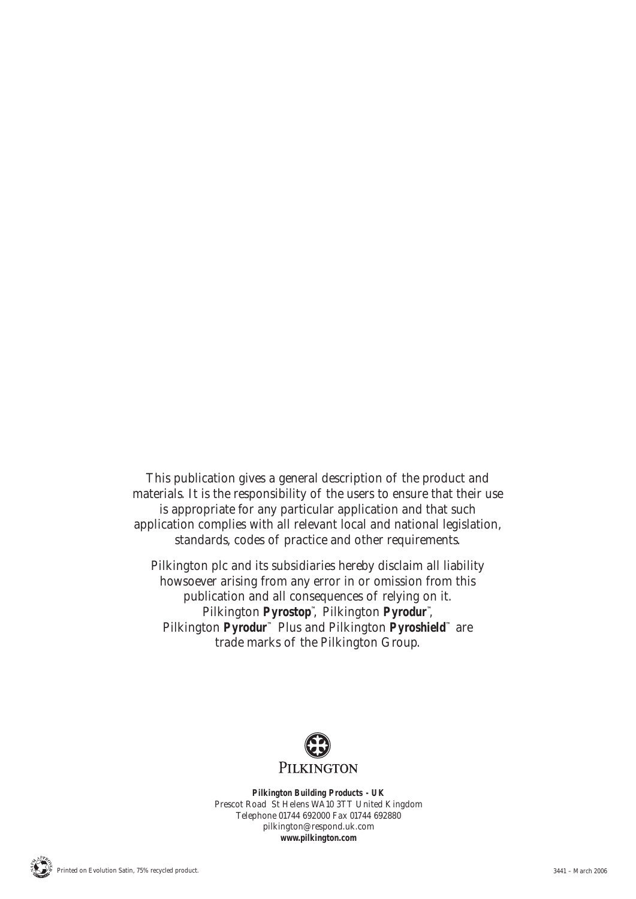This publication gives a general description of the product and materials. It is the responsibility of the users to ensure that their use is appropriate for any particular application and that such application complies with all relevant local and national legislation, standards, codes of practice and other requirements.

Pilkington plc and its subsidiaries hereby disclaim all liability howsoever arising from any error in or omission from this publication and all consequences of relying on it. Pilkington **Pyrostop**™, Pilkington **Pyrodur**™, Pilkington **Pyrodur**™ Plus and Pilkington **Pyroshield**™ are trade marks of the Pilkington Group.

PILKINGTON

**Pilkington Building Products - UK**
Prescot Road St Helens WA10 3TT United Kingdom
Telephone 01744 692000 Fax 01744 692880
pilkington@respond.uk.com
**www.pilkington.com**

*Printed on Evolution Satin, 75% recycled product.*

3441 – March 2006